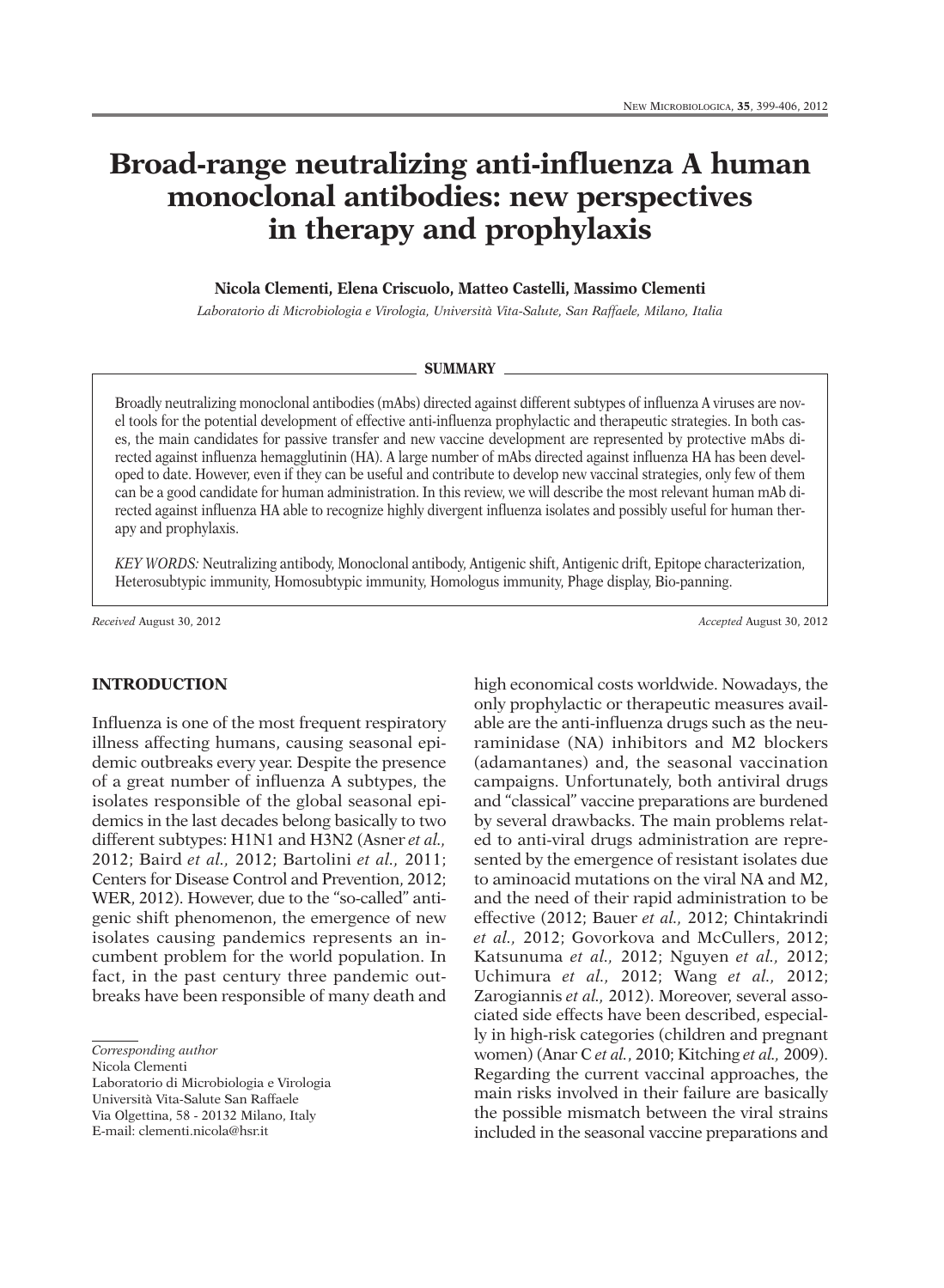# Broad-range neutralizing anti-influenza A human monoclonal antibodies: new perspectives in therapy and prophylaxis

**Nicola Clementi, Elena Criscuolo, Matteo Castelli, Massimo Clementi**

*Laboratorio di Microbiologia e Virologia, Università Vita-Salute, San Raffaele, Milano, Italia*

## SUMMARY

Broadly neutralizing monoclonal antibodies (mAbs) directed against different subtypes of influenza A viruses are novel tools for the potential development of effective anti-influenza prophylactic and therapeutic strategies. In both cases, the main candidates for passive transfer and new vaccine development are represented by protective mAbs directed against influenza hemagglutinin (HA). A large number of mAbs directed against influenza HA has been developed to date. However, even if they can be useful and contribute to develop new vaccinal strategies, only few of them can be a good candidate for human administration. In this review, we will describe the most relevant human mAb directed against influenza HA able to recognize highly divergent influenza isolates and possibly useful for human therapy and prophylaxis.

*KEY WORDS:* Neutralizing antibody, Monoclonal antibody, Antigenic shift, Antigenic drift, Epitope characterization, Heterosubtypic immunity, Homosubtypic immunity, Homologus immunity, Phage display, Bio-panning.

*Received* August 30, 2012 *Accepted* August 30, 2012

## INTRODUCTION

Influenza is one of the most frequent respiratory illness affecting humans, causing seasonal epidemic outbreaks every year. Despite the presence of a great number of influenza A subtypes, the isolates responsible of the global seasonal epidemics in the last decades belong basically to two different subtypes: H1N1 and H3N2 (Asner *et al.,* 2012; Baird *et al.,* 2012; Bartolini *et al.,* 2011; Centers for Disease Control and Prevention, 2012; WER, 2012). However, due to the "so-called" antigenic shift phenomenon, the emergence of new isolates causing pandemics represents an incumbent problem for the world population. In fact, in the past century three pandemic outbreaks have been responsible of many death and high economical costs worldwide. Nowadays, the only prophylactic or therapeutic measures available are the anti-influenza drugs such as the neuraminidase (NA) inhibitors and M2 blockers (adamantanes) and, the seasonal vaccination campaigns. Unfortunately, both antiviral drugs and "classical" vaccine preparations are burdened by several drawbacks. The main problems related to anti-viral drugs administration are represented by the emergence of resistant isolates due to aminoacid mutations on the viral NA and M2, and the need of their rapid administration to be effective (2012; Bauer *et al.,* 2012; Chintakrindi *et al.,* 2012; Govorkova and McCullers, 2012; Katsunuma *et al.,* 2012; Nguyen *et al.,* 2012; Uchimura *et al.,* 2012; Wang *et al.,* 2012; Zarogiannis *et al.,* 2012). Moreover, several associated side effects have been described, especially in high-risk categories (children and pregnant women) (Anar C *et al.*, 2010; Kitching *et al.,* 2009). Regarding the current vaccinal approaches, the main risks involved in their failure are basically the possible mismatch between the viral strains included in the seasonal vaccine preparations and

---

*Corresponding author*
Nicola Clementi
Laboratorio di Microbiologia e Virologia
Università Vita-Salute San Raffaele
Via Olgettina, 58 - 20132 Milano, Italy
E-mail: clementi.nicola@hsr.it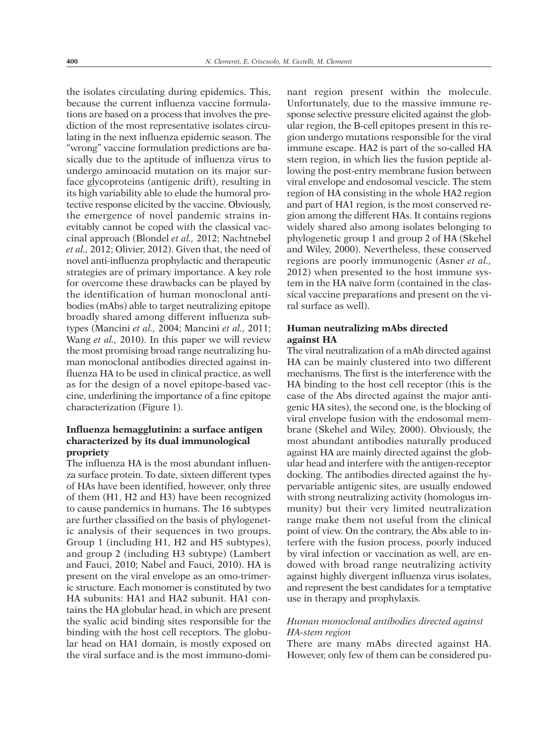the isolates circulating during epidemics. This, because the current influenza vaccine formulations are based on a process that involves the prediction of the most representative isolates circulating in the next influenza epidemic season. The "wrong" vaccine formulation predictions are basically due to the aptitude of influenza virus to undergo aminoacid mutation on its major surface glycoproteins (antigenic drift), resulting in its high variability able to elude the humoral protective response elicited by the vaccine. Obviously, the emergence of novel pandemic strains inevitably cannot be coped with the classical vaccinal approach (Blondel *et al.,* 2012; Nachtnebel *et al.,* 2012; Olivier, 2012). Given that, the need of novel anti-influenza prophylactic and therapeutic strategies are of primary importance. A key role for overcome these drawbacks can be played by the identification of human monoclonal antibodies (mAbs) able to target neutralizing epitope broadly shared among different influenza subtypes (Mancini *et al.,* 2004; Mancini *et al.,* 2011; Wang *et al.,* 2010). In this paper we will review the most promising broad range neutralizing human monoclonal antibodies directed against influenza HA to be used in clinical practice, as well as for the design of a novel epitope-based vaccine, underlining the importance of a fine epitope characterization (Figure 1).

## Influenza hemagglutinin: a surface antigen characterized by its dual immunological propriety

The influenza HA is the most abundant influenza surface protein. To date, sixteen different types of HAs have been identified, however, only three of them (H1, H2 and H3) have been recognized to cause pandemics in humans. The 16 subtypes are further classified on the basis of phylogenetic analysis of their sequences in two groups. Group 1 (including H1, H2 and H5 subtypes), and group 2 (including H3 subtype) (Lambert and Fauci, 2010; Nabel and Fauci, 2010). HA is present on the viral envelope as an omo-trimeric structure. Each monomer is constituted by two HA subunits: HA1 and HA2 subunit. HA1 contains the HA globular head, in which are present the syalic acid binding sites responsible for the binding with the host cell receptors. The globular head on HA1 domain, is mostly exposed on the viral surface and is the most immuno-dominant region present within the molecule. Unfortunately, due to the massive immune response selective pressure elicited against the globular region, the B-cell epitopes present in this region undergo mutations responsible for the viral immune escape. HA2 is part of the so-called HA stem region, in which lies the fusion peptide allowing the post-entry membrane fusion between viral envelope and endosomal vescicle. The stem region of HA consisting in the whole HA2 region and part of HA1 region, is the most conserved region among the different HAs. It contains regions widely shared also among isolates belonging to phylogenetic group 1 and group 2 of HA (Skehel and Wiley, 2000). Nevertheless, these conserved regions are poorly immunogenic (Asner *et al.,* 2012) when presented to the host immune system in the HA naïve form (contained in the classical vaccine preparations and present on the viral surface as well).

## Human neutralizing mAbs directed against HA

The viral neutralization of a mAb directed against HA can be mainly clustered into two different mechanisms. The first is the interference with the HA binding to the host cell receptor (this is the case of the Abs directed against the major antigenic HA sites), the second one, is the blocking of viral envelope fusion with the endosomal membrane (Skehel and Wiley, 2000). Obviously, the most abundant antibodies naturally produced against HA are mainly directed against the globular head and interfere with the antigen-receptor docking. The antibodies directed against the hypervariable antigenic sites, are usually endowed with strong neutralizing activity (homologus immunity) but their very limited neutralization range make them not useful from the clinical point of view. On the contrary, the Abs able to interfere with the fusion process, poorly induced by viral infection or vaccination as well, are endowed with broad range neutralizing activity against highly divergent influenza virus isolates, and represent the best candidates for a temptative use in therapy and prophylaxis.

### *Human monoclonal antibodies directed against HA-stem region*

There are many mAbs directed against HA. However, only few of them can be considered pu-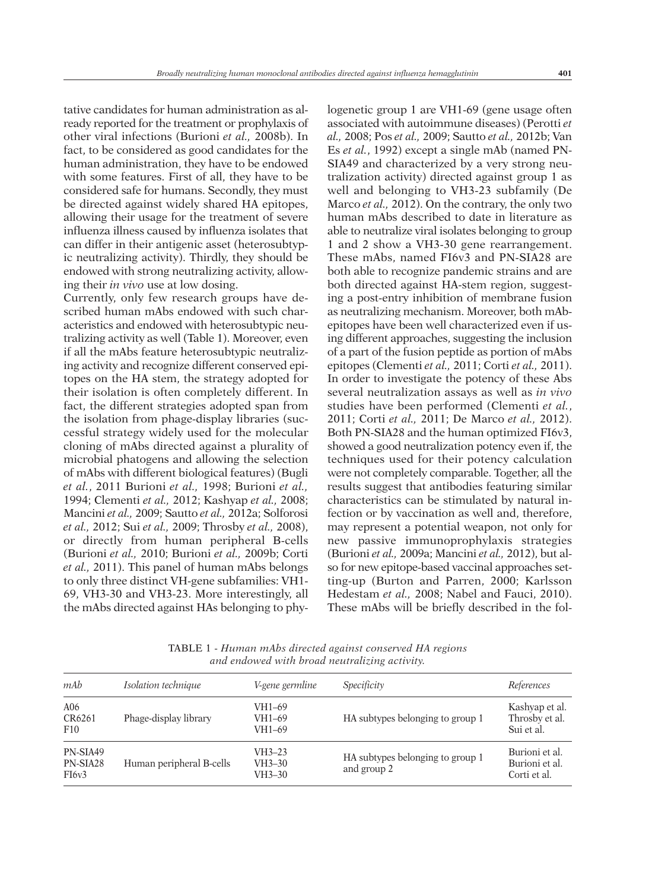tative candidates for human administration as already reported for the treatment or prophylaxis of other viral infections (Burioni *et al.,* 2008b). In fact, to be considered as good candidates for the human administration, they have to be endowed with some features. First of all, they have to be considered safe for humans. Secondly, they must be directed against widely shared HA epitopes, allowing their usage for the treatment of severe influenza illness caused by influenza isolates that can differ in their antigenic asset (heterosubtypic neutralizing activity). Thirdly, they should be endowed with strong neutralizing activity, allowing their *in vivo* use at low dosing.

Currently, only few research groups have described human mAbs endowed with such characteristics and endowed with heterosubtypic neutralizing activity as well (Table 1). Moreover, even if all the mAbs feature heterosubtypic neutralizing activity and recognize different conserved epitopes on the HA stem, the strategy adopted for their isolation is often completely different. In fact, the different strategies adopted span from the isolation from phage-display libraries (successful strategy widely used for the molecular cloning of mAbs directed against a plurality of microbial phatogens and allowing the selection of mAbs with different biological features) (Bugli *et al.*, 2011 Burioni *et al.,* 1998; Burioni *et al.,* 1994; Clementi *et al.,* 2012; Kashyap *et al.,* 2008; Mancini *et al.,* 2009; Sautto *et al.,* 2012a; Solforosi *et al.,* 2012; Sui *et al.,* 2009; Throsby *et al.,* 2008), or directly from human peripheral B-cells (Burioni *et al.,* 2010; Burioni *et al.,* 2009b; Corti *et al.,* 2011). This panel of human mAbs belongs to only three distinct VH-gene subfamilies: VH1-69, VH3-30 and VH3-23. More interestingly, all the mAbs directed against HAs belonging to phylogenetic group 1 are VH1-69 (gene usage often associated with autoimmune diseases) (Perotti *et al.,* 2008; Pos *et al.,* 2009; Sautto *et al.,* 2012b; Van Es *et al.*, 1992) except a single mAb (named PN-SIA49 and characterized by a very strong neutralization activity) directed against group 1 as well and belonging to VH3-23 subfamily (De Marco *et al.,* 2012). On the contrary, the only two human mAbs described to date in literature as able to neutralize viral isolates belonging to group 1 and 2 show a VH3-30 gene rearrangement. These mAbs, named FI6v3 and PN-SIA28 are both able to recognize pandemic strains and are both directed against HA-stem region, suggesting a post-entry inhibition of membrane fusion as neutralizing mechanism. Moreover, both mAb-epitopes have been well characterized even if using different approaches, suggesting the inclusion of a part of the fusion peptide as portion of mAbs epitopes (Clementi *et al.,* 2011; Corti *et al.,* 2011). In order to investigate the potency of these Abs several neutralization assays as well as *in vivo* studies have been performed (Clementi *et al.*, 2011; Corti *et al.,* 2011; De Marco *et al.,* 2012). Both PN-SIA28 and the human optimized FI6v3, showed a good neutralization potency even if, the techniques used for their potency calculation were not completely comparable. Together, all the results suggest that antibodies featuring similar characteristics can be stimulated by natural infection or by vaccination as well and, therefore, may represent a potential weapon, not only for new passive immunoprophylaxis strategies (Burioni *et al.,* 2009a; Mancini *et al.,* 2012), but also for new epitope-based vaccinal approaches setting-up (Burton and Parren, 2000; Karlsson Hedestam *et al.,* 2008; Nabel and Fauci, 2010). These mAbs will be briefly described in the fol-

TABLE 1 - *Human mAbs directed against conserved HA regions and endowed with broad neutralizing activity.*

| *mAb* | *Isolation technique* | *V-gene germline* | *Specificity* | *References* |
|---|---|---|---|---|
| A06<br>CR6261<br>F10 | Phage-display library | VH1–69<br>VH1–69<br>VH1–69 | HA subtypes belonging to group 1 | Kashyap et al.<br>Throsby et al.<br>Sui et al. |
| PN-SIA49<br>PN-SIA28<br>FI6v3 | Human peripheral B-cells | VH3–23<br>VH3–30<br>VH3–30 | HA subtypes belonging to group 1 and group 2 | Burioni et al.<br>Burioni et al.<br>Corti et al. |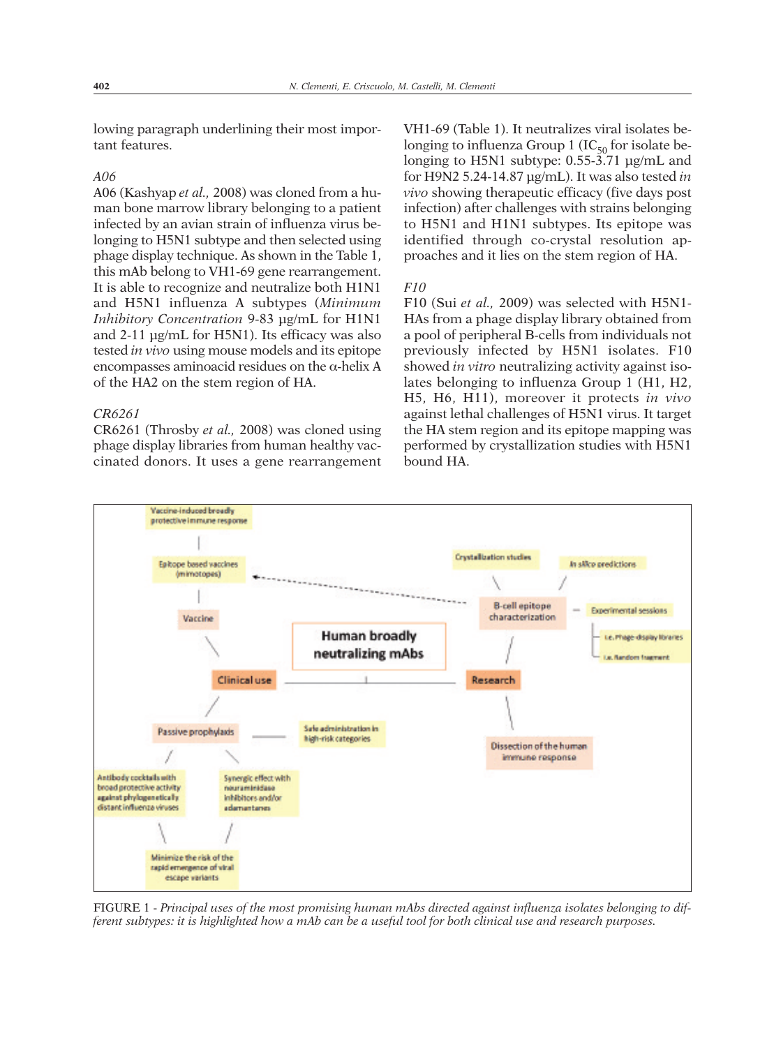lowing paragraph underlining their most important features.

*A06*

A06 (Kashyap *et al.,* 2008) was cloned from a human bone marrow library belonging to a patient infected by an avian strain of influenza virus belonging to H5N1 subtype and then selected using phage display technique. As shown in the Table 1, this mAb belong to VH1-69 gene rearrangement. It is able to recognize and neutralize both H1N1 and H5N1 influenza A subtypes (*Minimum Inhibitory Concentration* 9-83 μg/mL for H1N1 and 2-11 μg/mL for H5N1). Its efficacy was also tested *in vivo* using mouse models and its epitope encompasses aminoacid residues on the α-helix A of the HA2 on the stem region of HA.

*CR6261*

CR6261 (Throsby *et al.,* 2008) was cloned using phage display libraries from human healthy vaccinated donors. It uses a gene rearrangement VH1-69 (Table 1). It neutralizes viral isolates belonging to influenza Group 1 ($IC_{50}$ for isolate belonging to H5N1 subtype: 0.55-3.71 μg/mL and for H9N2 5.24-14.87 μg/mL). It was also tested *in vivo* showing therapeutic efficacy (five days post infection) after challenges with strains belonging to H5N1 and H1N1 subtypes. Its epitope was identified through co-crystal resolution approaches and it lies on the stem region of HA.

*F10*

F10 (Sui *et al.,* 2009) was selected with H5N1-HAs from a phage display library obtained from a pool of peripheral B-cells from individuals not previously infected by H5N1 isolates. F10 showed *in vitro* neutralizing activity against isolates belonging to influenza Group 1 (H1, H2, H5, H6, H11), moreover it protects *in vivo* against lethal challenges of H5N1 virus. It target the HA stem region and its epitope mapping was performed by crystallization studies with H5N1 bound HA.

FIGURE 1 - *Principal uses of the most promising human mAbs directed against influenza isolates belonging to different subtypes: it is highlighted how a mAb can be a useful tool for both clinical use and research purposes.*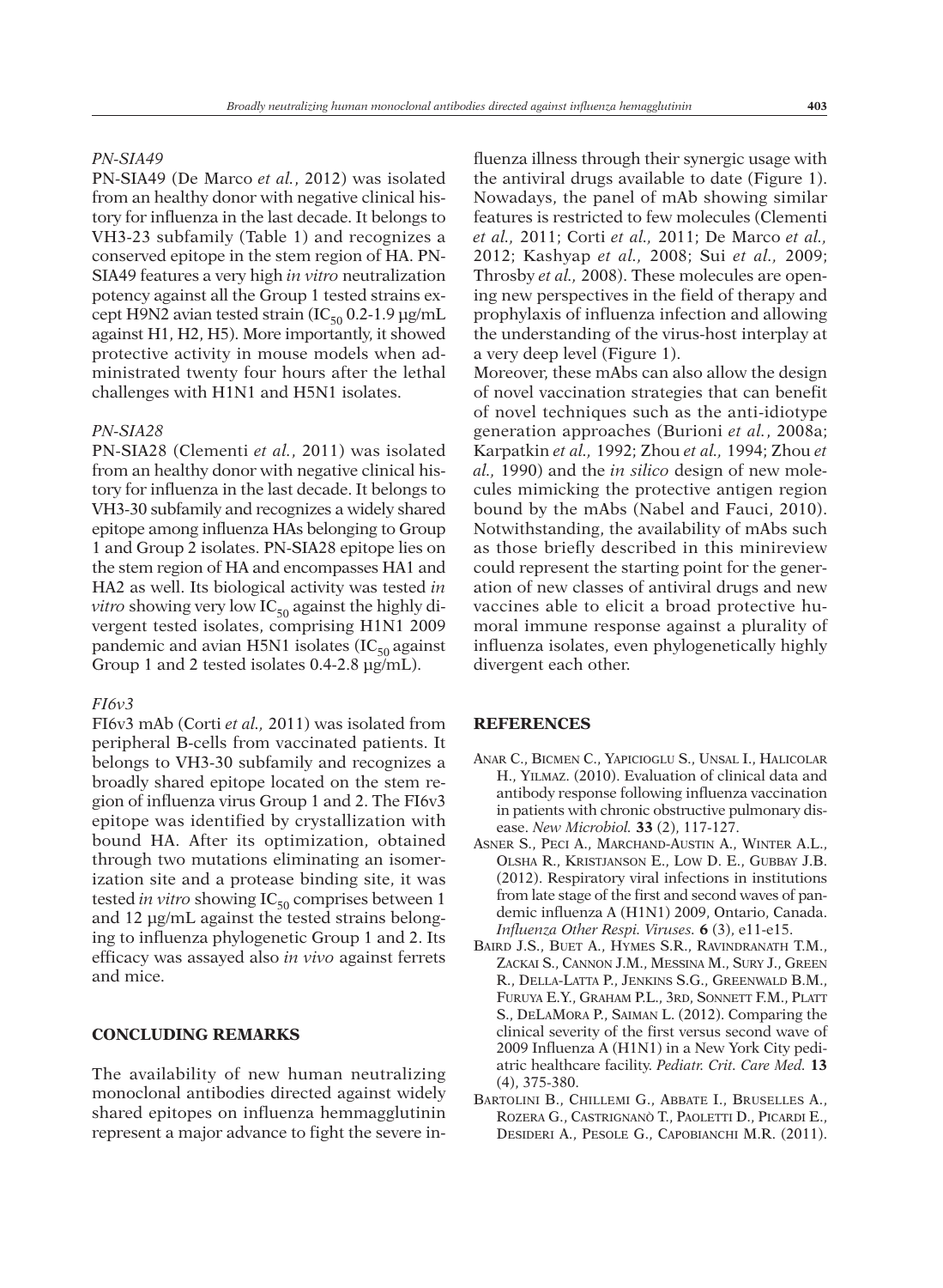### *PN-SIA49*

PN-SIA49 (De Marco *et al.*, 2012) was isolated from an healthy donor with negative clinical history for influenza in the last decade. It belongs to VH3-23 subfamily (Table 1) and recognizes a conserved epitope in the stem region of HA. PN-SIA49 features a very high *in vitro* neutralization potency against all the Group 1 tested strains except H9N2 avian tested strain ($IC_{50}$ 0.2-1.9 µg/mL against H1, H2, H5). More importantly, it showed protective activity in mouse models when administrated twenty four hours after the lethal challenges with H1N1 and H5N1 isolates.

### *PN-SIA28*

PN-SIA28 (Clementi *et al.*, 2011) was isolated from an healthy donor with negative clinical history for influenza in the last decade. It belongs to VH3-30 subfamily and recognizes a widely shared epitope among influenza HAs belonging to Group 1 and Group 2 isolates. PN-SIA28 epitope lies on the stem region of HA and encompasses HA1 and HA2 as well. Its biological activity was tested *in vitro* showing very low $IC_{50}$ against the highly divergent tested isolates, comprising H1N1 2009 pandemic and avian H5N1 isolates ($IC_{50}$ against Group 1 and 2 tested isolates 0.4-2.8 µg/mL).

### *FI6v3*

FI6v3 mAb (Corti *et al.,* 2011) was isolated from peripheral B-cells from vaccinated patients. It belongs to VH3-30 subfamily and recognizes a broadly shared epitope located on the stem region of influenza virus Group 1 and 2. The FI6v3 epitope was identified by crystallization with bound HA. After its optimization, obtained through two mutations eliminating an isomerization site and a protease binding site, it was tested *in vitro* showing $IC_{50}$ comprises between 1 and 12 µg/mL against the tested strains belonging to influenza phylogenetic Group 1 and 2. Its efficacy was assayed also *in vivo* against ferrets and mice.

## CONCLUDING REMARKS

The availability of new human neutralizing monoclonal antibodies directed against widely shared epitopes on influenza hemmagglutinin represent a major advance to fight the severe influenza illness through their synergic usage with the antiviral drugs available to date (Figure 1). Nowadays, the panel of mAb showing similar features is restricted to few molecules (Clementi *et al.,* 2011; Corti *et al.,* 2011; De Marco *et al.,* 2012; Kashyap *et al.,* 2008; Sui *et al.,* 2009; Throsby *et al.,* 2008). These molecules are opening new perspectives in the field of therapy and prophylaxis of influenza infection and allowing the understanding of the virus-host interplay at a very deep level (Figure 1).

Moreover, these mAbs can also allow the design of novel vaccination strategies that can benefit of novel techniques such as the anti-idiotype generation approaches (Burioni *et al.*, 2008a; Karpatkin *et al.,* 1992; Zhou *et al.,* 1994; Zhou *et al.,* 1990) and the *in silico* design of new molecules mimicking the protective antigen region bound by the mAbs (Nabel and Fauci, 2010). Notwithstanding, the availability of mAbs such as those briefly described in this minireview could represent the starting point for the generation of new classes of antiviral drugs and new vaccines able to elicit a broad protective humoral immune response against a plurality of influenza isolates, even phylogenetically highly divergent each other.

## REFERENCES

Anar C., Bicmen C., Yapicioglu S., Unsal I., Halicolar H., Yilmaz. (2010). Evaluation of clinical data and antibody response following influenza vaccination in patients with chronic obstructive pulmonary disease. *New Microbiol.* **33** (2), 117-127.

Asner S., Peci A., Marchand-Austin A., Winter A.L., Olsha R., Kristjanson E., Low D. E., Gubbay J.B. (2012). Respiratory viral infections in institutions from late stage of the first and second waves of pandemic influenza A (H1N1) 2009, Ontario, Canada. *Influenza Other Respi. Viruses.* **6** (3), e11-e15.

Baird J.S., Buet A., Hymes S.R., Ravindranath T.M., Zackai S., Cannon J.M., Messina M., Sury J., Green R., Della-Latta P., Jenkins S.G., Greenwald B.M., Furuya E.Y., Graham P.L., 3rd, Sonnett F.M., Platt S., DeLaMora P., Saiman L. (2012). Comparing the clinical severity of the first versus second wave of 2009 Influenza A (H1N1) in a New York City pediatric healthcare facility. *Pediatr. Crit. Care Med.* **13** (4), 375-380.

Bartolini B., Chillemi G., Abbate I., Bruselles A., Rozera G., Castrignanò T., Paoletti D., Picardi E., Desideri A., Pesole G., Capobianchi M.R. (2011).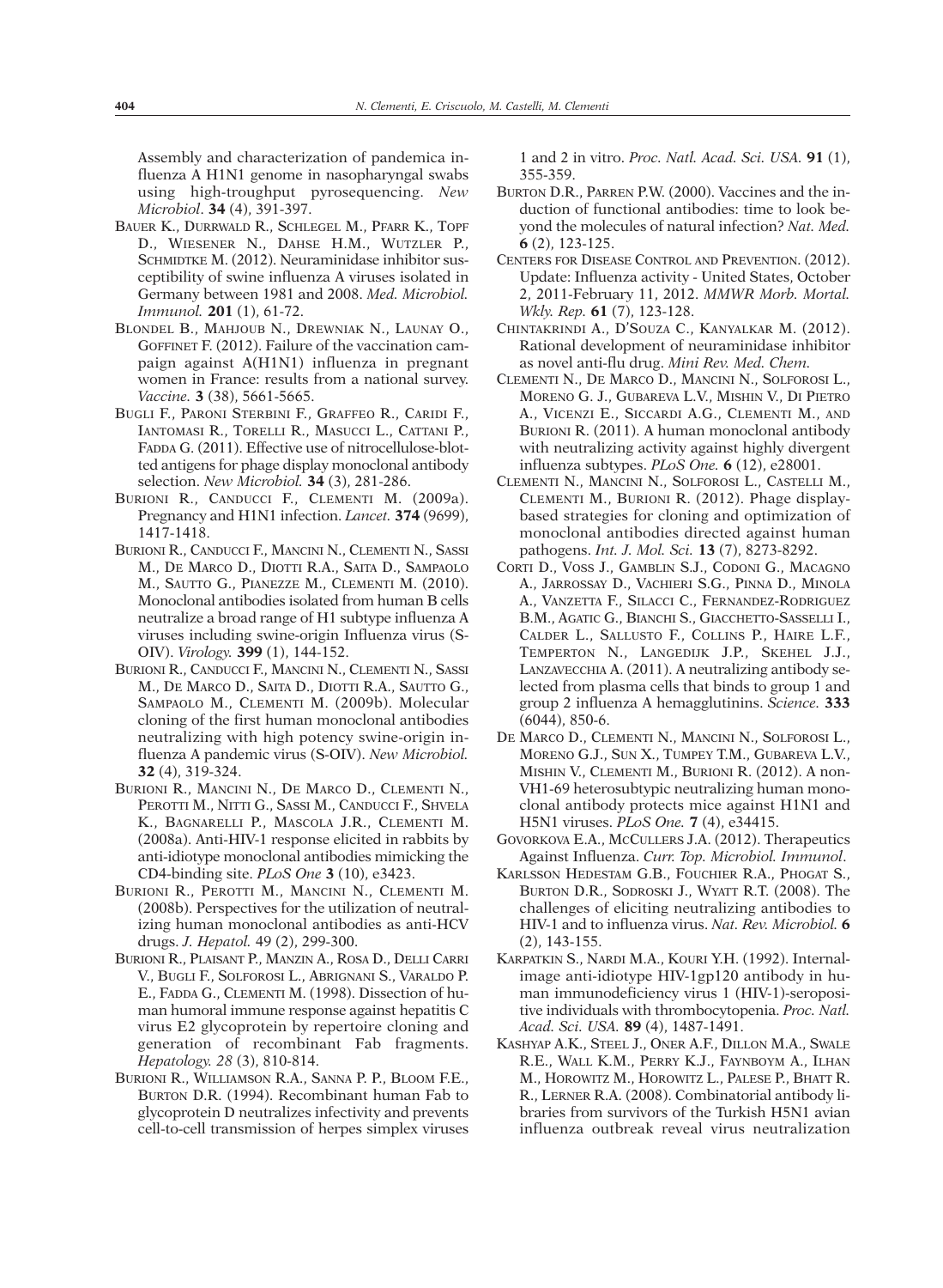Assembly and characterization of pandemica influenza A H1N1 genome in nasopharyngal swabs using high-troughput pyrosequencing. *New Microbiol*. **34** (4), 391-397.

Bauer K., Durrwald R., Schlegel M., Pfarr K., Topf D., Wiesener N., Dahse H.M., Wutzler P., Schmidtke M. (2012). Neuraminidase inhibitor susceptibility of swine influenza A viruses isolated in Germany between 1981 and 2008. *Med. Microbiol. Immunol.* **201** (1), 61-72.

Blondel B., Mahjoub N., Drewniak N., Launay O., Goffinet F. (2012). Failure of the vaccination campaign against A(H1N1) influenza in pregnant women in France: results from a national survey. *Vaccine.* **3** (38), 5661-5665.

Bugli F., Paroni Sterbini F., Graffeo R., Caridi F., Iantomasi R., Torelli R., Masucci L., Cattani P., Fadda G. (2011). Effective use of nitrocellulose-blotted antigens for phage display monoclonal antibody selection. *New Microbiol.* **34** (3), 281-286.

Burioni R., Canducci F., Clementi M. (2009a). Pregnancy and H1N1 infection. *Lancet.* **374** (9699), 1417-1418.

Burioni R., Canducci F., Mancini N., Clementi N., Sassi M., De Marco D., Diotti R.A., Saita D., Sampaolo M., Sautto G., Pianezze M., Clementi M. (2010). Monoclonal antibodies isolated from human B cells neutralize a broad range of H1 subtype influenza A viruses including swine-origin Influenza virus (S-OIV). *Virology.* **399** (1), 144-152.

Burioni R., Canducci F., Mancini N., Clementi N., Sassi M., De Marco D., Saita D., Diotti R.A., Sautto G., Sampaolo M., Clementi M. (2009b). Molecular cloning of the first human monoclonal antibodies neutralizing with high potency swine-origin influenza A pandemic virus (S-OIV). *New Microbiol.* **32** (4), 319-324.

Burioni R., Mancini N., De Marco D., Clementi N., Perotti M., Nitti G., Sassi M., Canducci F., Shvela K., Bagnarelli P., Mascola J.R., Clementi M. (2008a). Anti-HIV-1 response elicited in rabbits by anti-idiotype monoclonal antibodies mimicking the CD4-binding site. *PLoS One* **3** (10), e3423.

Burioni R., Perotti M., Mancini N., Clementi M. (2008b). Perspectives for the utilization of neutralizing human monoclonal antibodies as anti-HCV drugs. *J. Hepatol.* 49 (2), 299-300.

Burioni R., Plaisant P., Manzin A., Rosa D., Delli Carri V., Bugli F., Solforosi L., Abrignani S., Varaldo P. E., Fadda G., Clementi M. (1998). Dissection of human humoral immune response against hepatitis C virus E2 glycoprotein by repertoire cloning and generation of recombinant Fab fragments. *Hepatology. 28* (3), 810-814.

Burioni R., Williamson R.A., Sanna P. P., Bloom F.E., Burton D.R. (1994). Recombinant human Fab to glycoprotein D neutralizes infectivity and prevents cell-to-cell transmission of herpes simplex viruses 1 and 2 in vitro. *Proc. Natl. Acad. Sci. USA.* **91** (1), 355-359.

Burton D.R., Parren P.W. (2000). Vaccines and the induction of functional antibodies: time to look beyond the molecules of natural infection? *Nat. Med.* **6** (2), 123-125.

Centers for Disease Control and Prevention. (2012). Update: Influenza activity - United States, October 2, 2011-February 11, 2012. *MMWR Morb. Mortal. Wkly. Rep.* **61** (7), 123-128.

Chintakrindi A., D'Souza C., Kanyalkar M. (2012). Rational development of neuraminidase inhibitor as novel anti-flu drug. *Mini Rev. Med. Chem.*

Clementi N., De Marco D., Mancini N., Solforosi L., Moreno G. J., Gubareva L.V., Mishin V., Di Pietro A., Vicenzi E., Siccardi A.G., Clementi M., and Burioni R. (2011). A human monoclonal antibody with neutralizing activity against highly divergent influenza subtypes. *PLoS One.* **6** (12), e28001.

Clementi N., Mancini N., Solforosi L., Castelli M., Clementi M., Burioni R. (2012). Phage display-based strategies for cloning and optimization of monoclonal antibodies directed against human pathogens. *Int. J. Mol. Sci.* **13** (7), 8273-8292.

Corti D., Voss J., Gamblin S.J., Codoni G., Macagno A., Jarrossay D., Vachieri S.G., Pinna D., Minola A., Vanzetta F., Silacci C., Fernandez-Rodriguez B.M., Agatic G., Bianchi S., Giacchetto-Sasselli I., Calder L., Sallusto F., Collins P., Haire L.F., Temperton N., Langedijk J.P., Skehel J.J., Lanzavecchia A. (2011). A neutralizing antibody selected from plasma cells that binds to group 1 and group 2 influenza A hemagglutinins. *Science.* **333** (6044), 850-6.

De Marco D., Clementi N., Mancini N., Solforosi L., Moreno G.J., Sun X., Tumpey T.M., Gubareva L.V., Mishin V., Clementi M., Burioni R. (2012). A non-VH1-69 heterosubtypic neutralizing human monoclonal antibody protects mice against H1N1 and H5N1 viruses. *PLoS One.* **7** (4), e34415.

Govorkova E.A., McCullers J.A. (2012). Therapeutics Against Influenza. *Curr. Top. Microbiol. Immunol*.

Karlsson Hedestam G.B., Fouchier R.A., Phogat S., Burton D.R., Sodroski J., Wyatt R.T. (2008). The challenges of eliciting neutralizing antibodies to HIV-1 and to influenza virus. *Nat. Rev. Microbiol.* **6** (2), 143-155.

Karpatkin S., Nardi M.A., Kouri Y.H. (1992). Internal-image anti-idiotype HIV-1gp120 antibody in human immunodeficiency virus 1 (HIV-1)-seropositive individuals with thrombocytopenia. *Proc. Natl. Acad. Sci. USA.* **89** (4), 1487-1491.

Kashyap A.K., Steel J., Oner A.F., Dillon M.A., Swale R.E., Wall K.M., Perry K.J., Faynboym A., Ilhan M., Horowitz M., Horowitz L., Palese P., Bhatt R. R., Lerner R.A. (2008). Combinatorial antibody libraries from survivors of the Turkish H5N1 avian influenza outbreak reveal virus neutralization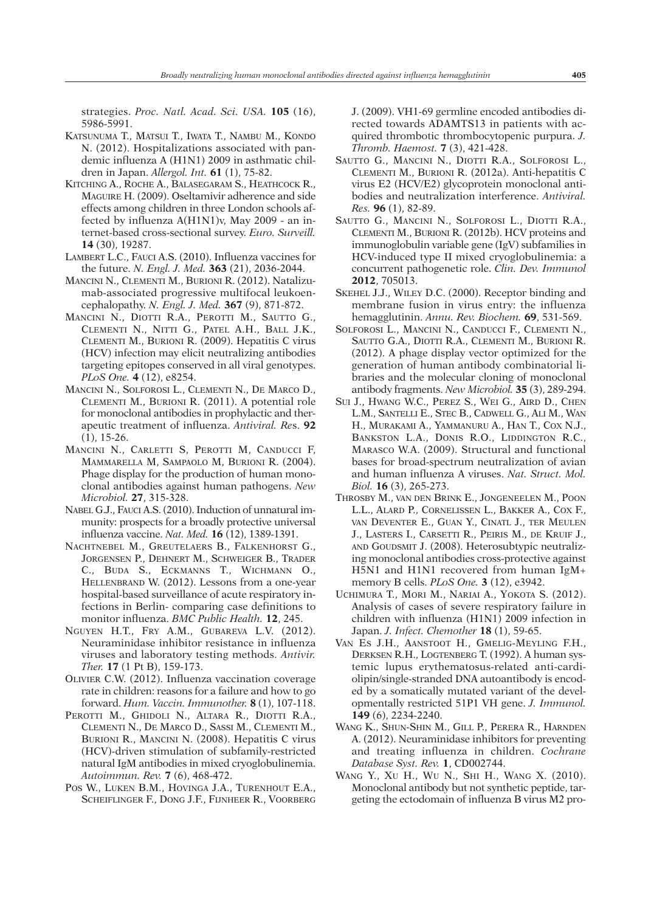strategies. *Proc. Natl. Acad. Sci. USA.* **105** (16), 5986-5991.

Katsunuma T., Matsui T., Iwata T., Nambu M., Kondo N. (2012). Hospitalizations associated with pandemic influenza A (H1N1) 2009 in asthmatic children in Japan. *Allergol. Int.* **61** (1), 75-82.

Kitching A., Roche A., Balasegaram S., Heathcock R., Maguire H. (2009). Oseltamivir adherence and side effects among children in three London schools affected by influenza A(H1N1)v, May 2009 - an internet-based cross-sectional survey. *Euro. Surveill.* **14** (30), 19287.

Lambert L.C., Fauci A.S. (2010). Influenza vaccines for the future. *N. Engl. J. Med.* **363** (21), 2036-2044.

Mancini N., Clementi M., Burioni R. (2012). Natalizumab-associated progressive multifocal leukoencephalopathy. *N. Engl. J. Med.* **367** (9), 871-872.

Mancini N., Diotti R.A., Perotti M., Sautto G., Clementi N., Nitti G., Patel A.H., Ball J.K., Clementi M., Burioni R. (2009). Hepatitis C virus (HCV) infection may elicit neutralizing antibodies targeting epitopes conserved in all viral genotypes. *PLoS One.* **4** (12), e8254.

Mancini N., Solforosi L., Clementi N., De Marco D., Clementi M., Burioni R. (2011). A potential role for monoclonal antibodies in prophylactic and therapeutic treatment of influenza. *Antiviral. Res.* **92** (1), 15-26.

Mancini N., Carletti S, Perotti M, Canducci F, Mammarella M, Sampaolo M, Burioni R. (2004). Phage display for the production of human monoclonal antibodies against human pathogens. *New Microbiol.* **27**, 315-328.

Nabel G.J., Fauci A.S. (2010). Induction of unnatural immunity: prospects for a broadly protective universal influenza vaccine. *Nat. Med.* **16** (12), 1389-1391.

Nachtnebel M., Greutelaers B., Falkenhorst G., Jorgensen P., Dehnert M., Schweiger B., Trader C., Buda S., Eckmanns T., Wichmann O., Hellenbrand W. (2012). Lessons from a one-year hospital-based surveillance of acute respiratory infections in Berlin- comparing case definitions to monitor influenza. *BMC Public Health.* **12**, 245.

Nguyen H.T., Fry A.M., Gubareva L.V. (2012). Neuraminidase inhibitor resistance in influenza viruses and laboratory testing methods. *Antivir. Ther.* **17** (1 Pt B), 159-173.

Olivier C.W. (2012). Influenza vaccination coverage rate in children: reasons for a failure and how to go forward. *Hum. Vaccin. Immunother.* **8** (1), 107-118.

Perotti M., Ghidoli N., Altara R., Diotti R.A., Clementi N., De Marco D., Sassi M., Clementi M., Burioni R., Mancini N. (2008). Hepatitis C virus (HCV)-driven stimulation of subfamily-restricted natural IgM antibodies in mixed cryoglobulinemia. *Autoimmun. Rev.* **7** (6), 468-472.

Pos W., Luken B.M., Hovinga J.A., Turenhout E.A., Scheiflinger F., Dong J.F., Fijnheer R., Voorberg J. (2009). VH1-69 germline encoded antibodies directed towards ADAMTS13 in patients with acquired thrombotic thrombocytopenic purpura. *J. Thromb. Haemost.* **7** (3), 421-428.

Sautto G., Mancini N., Diotti R.A., Solforosi L., Clementi M., Burioni R. (2012a). Anti-hepatitis C virus E2 (HCV/E2) glycoprotein monoclonal antibodies and neutralization interference. *Antiviral. Res.* **96** (1), 82-89.

Sautto G., Mancini N., Solforosi L., Diotti R.A., Clementi M., Burioni R. (2012b). HCV proteins and immunoglobulin variable gene (IgV) subfamilies in HCV-induced type II mixed cryoglobulinemia: a concurrent pathogenetic role. *Clin. Dev. Immunol* **2012**, 705013.

Skehel J.J., Wiley D.C. (2000). Receptor binding and membrane fusion in virus entry: the influenza hemagglutinin. *Annu. Rev. Biochem.* **69**, 531-569.

Solforosi L., Mancini N., Canducci F., Clementi N., Sautto G.A., Diotti R.A., Clementi M., Burioni R. (2012). A phage display vector optimized for the generation of human antibody combinatorial libraries and the molecular cloning of monoclonal antibody fragments. *New Microbiol.* **35** (3), 289-294.

Sui J., Hwang W.C., Perez S., Wei G., Aird D., Chen L.M., Santelli E., Stec B., Cadwell G., Ali M., Wan H., Murakami A., Yammanuru A., Han T., Cox N.J., Bankston L.A., Donis R.O., Liddington R.C., Marasco W.A. (2009). Structural and functional bases for broad-spectrum neutralization of avian and human influenza A viruses. *Nat. Struct. Mol. Biol.* **16** (3), 265-273.

Throsby M., van den Brink E., Jongeneelen M., Poon L.L., Alard P., Cornelissen L., Bakker A., Cox F., van Deventer E., Guan Y., Cinatl J., ter Meulen J., Lasters I., Carsetti R., Peiris M., de Kruif J., and Goudsmit J. (2008). Heterosubtypic neutralizing monoclonal antibodies cross-protective against H5N1 and H1N1 recovered from human IgM+ memory B cells. *PLoS One.* **3** (12), e3942.

Uchimura T., Mori M., Nariai A., Yokota S. (2012). Analysis of cases of severe respiratory failure in children with influenza (H1N1) 2009 infection in Japan. *J. Infect. Chemother* **18** (1), 59-65.

Van Es J.H., Aanstoot H., Gmelig-Meyling F.H., Derksen R.H., Logtenberg T. (1992). A human systemic lupus erythematosus-related anti-cardiolipin/single-stranded DNA autoantibody is encoded by a somatically mutated variant of the developmentally restricted 51P1 VH gene. *J. Immunol.* **149** (6), 2234-2240.

Wang K., Shun-Shin M., Gill P., Perera R., Harnden A. (2012). Neuraminidase inhibitors for preventing and treating influenza in children. *Cochrane Database Syst. Rev.* **1**, CD002744.

Wang Y., Xu H., Wu N., Shi H., Wang X. (2010). Monoclonal antibody but not synthetic peptide, targeting the ectodomain of influenza B virus M2 pro-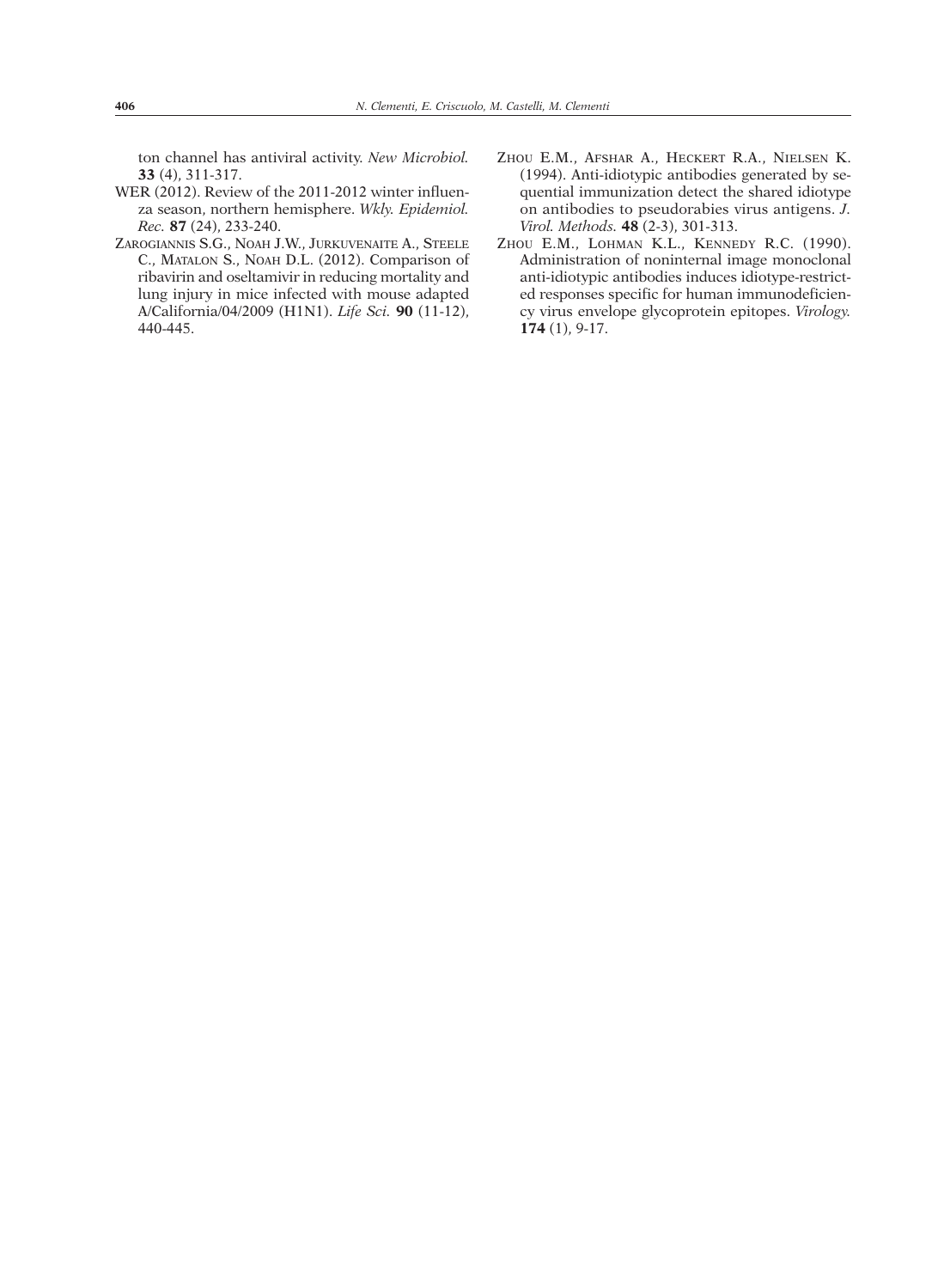ton channel has antiviral activity. *New Microbiol.* **33** (4), 311-317.

WER (2012). Review of the 2011-2012 winter influenza season, northern hemisphere. *Wkly. Epidemiol. Rec.* **87** (24), 233-240.

Zarogiannis S.G., Noah J.W., Jurkuvenaite A., Steele C., Matalon S., Noah D.L. (2012). Comparison of ribavirin and oseltamivir in reducing mortality and lung injury in mice infected with mouse adapted A/California/04/2009 (H1N1). *Life Sci.* **90** (11-12), 440-445.

Zhou E.M., Afshar A., Heckert R.A., Nielsen K. (1994). Anti-idiotypic antibodies generated by sequential immunization detect the shared idiotype on antibodies to pseudorabies virus antigens. *J. Virol. Methods.* **48** (2-3), 301-313.

Zhou E.M., Lohman K.L., Kennedy R.C. (1990). Administration of noninternal image monoclonal anti-idiotypic antibodies induces idiotype-restricted responses specific for human immunodeficiency virus envelope glycoprotein epitopes. *Virology.* **174** (1), 9-17.